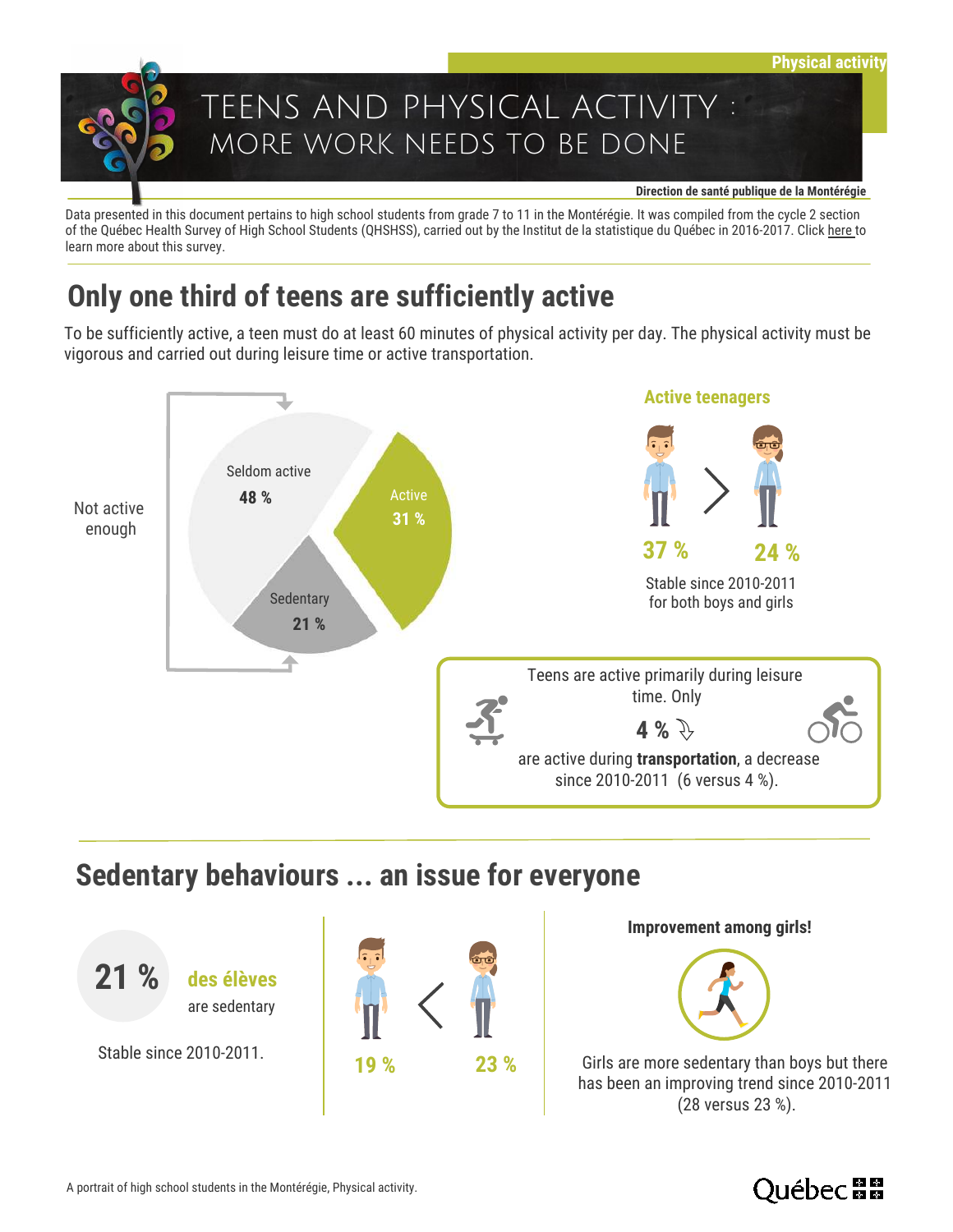Physical activity

# TEENS AND PHYSICAL ACTIVITY : MORE WORK NEEDS TO BE DONE

**Direction de santé publique de la Montérégie**

Data presented in this document pertains to high school students from grade 7 to 11 in the Montérégie. It was compiled from the cycle 2 section of the Québec Health Survey of High School Students (QHSHSS), carried out by the Institut de la statistique du Québec in 2016-2017. Click here to learn more about this survey.

## Only one third of teens are sufficiently active

To be sufficiently active, a teen must do at least 60 minutes of physical activity per day. The physical activity must be vigorous and carried out during leisure time or active transportation.

Not active enough

- Seldom active **48 %**
- Sedentary **21 %**

Active **31 %**

### Active teenagers

Boys **37 %** > Girls **24 %**

Stable since 2010-2011 for both boys and girls

Teens are active primarily during leisure time. Only

**4 %**

are active during **transportation**, a decrease since 2010-2011 (6 versus 4 %).

## Sedentary behaviours ... an issue for everyone

**21 %** des élèves are sedentary

Stable since 2010-2011.

Boys **19 %** < Girls **23 %**

**Improvement among girls!**

Girls are more sedentary than boys but there has been an improving trend since 2010-2011 (28 versus 23 %).

A portrait of high school students in the Montérégie, Physical activity.

Québec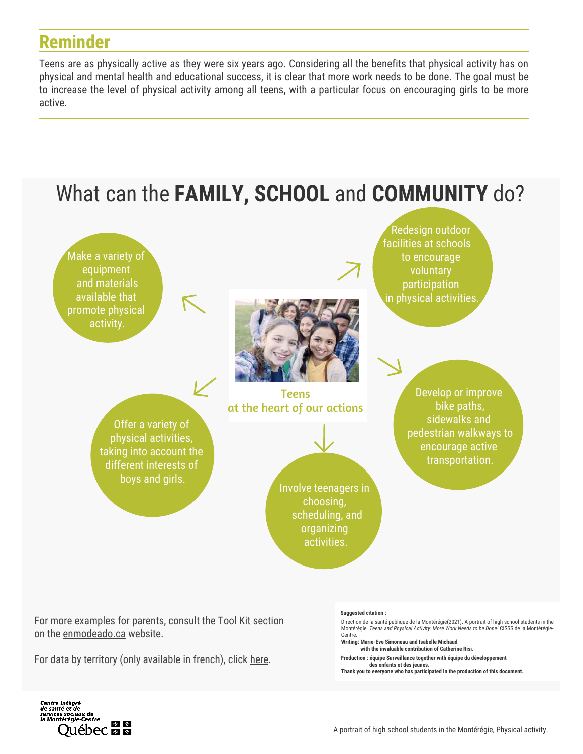## Reminder

Teens are as physically active as they were six years ago. Considering all the benefits that physical activity has on physical and mental health and educational success, it is clear that more work needs to be done. The goal must be to increase the level of physical activity among all teens, with a particular focus on encouraging girls to be more active.

# What can the **FAMILY, SCHOOL** and **COMMUNITY** do?

**Teens at the heart of our actions**

- Make a variety of equipment and materials available that promote physical activity.
- Redesign outdoor facilities at schools to encourage voluntary participation in physical activities.
- Offer a variety of physical activities, taking into account the different interests of boys and girls.
- Develop or improve bike paths, sidewalks and pedestrian walkways to encourage active transportation.
- Involve teenagers in choosing, scheduling, and organizing activities.

For more examples for parents, consult the Tool Kit section on the enmodeado.ca website.

For data by territory (only available in french), click here.

**Suggested citation :**

Direction de la santé publique de la Montérégie(2021). A portrait of high school students in the Montérégie. *Teens and Physical Activity: More Work Needs to be Done!* CISSS de la Montérégie-Centre.

**Writing: Marie-Eve Simoneau and Isabelle Michaud with the invaluable contribution of Catherine Risi.**

**Production : équipe Surveillance together with équipe du développement des enfants et des jeunes.**

**Thank you to everyone who has participated in the production of this document.**

Centre intégré de santé et de services sociaux de la Montérégie-Centre
Québec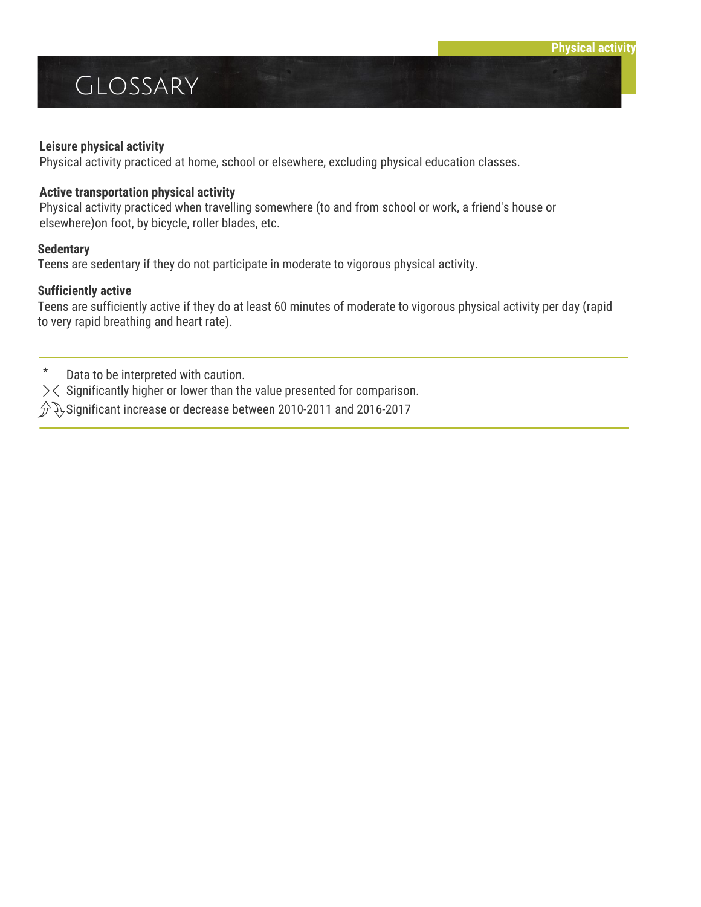# Glossary

**Leisure physical activity**
Physical activity practiced at home, school or elsewhere, excluding physical education classes.

**Active transportation physical activity**
Physical activity practiced when travelling somewhere (to and from school or work, a friend's house or elsewhere)on foot, by bicycle, roller blades, etc.

**Sedentary**
Teens are sedentary if they do not participate in moderate to vigorous physical activity.

**Sufficiently active**
Teens are sufficiently active if they do at least 60 minutes of moderate to vigorous physical activity per day (rapid to very rapid breathing and heart rate).

---

- * Data to be interpreted with caution.
- >< Significantly higher or lower than the value presented for comparison.
- ⇧⇩ Significant increase or decrease between 2010-2011 and 2016-2017